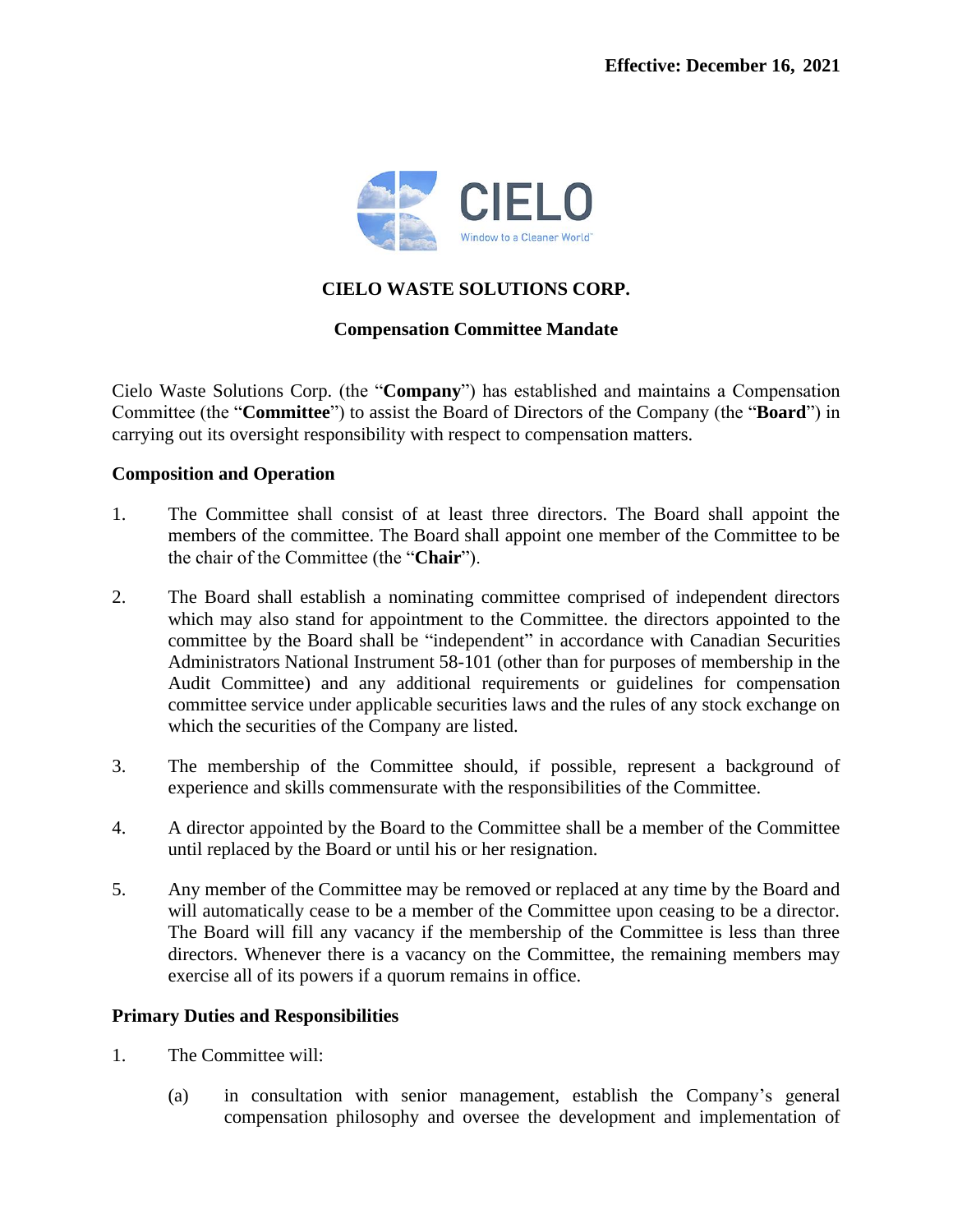**Effective: December 16, 2021**

# CIELO WASTE SOLUTIONS CORP.

## Compensation Committee Mandate

Cielo Waste Solutions Corp. (the "**Company**") has established and maintains a Compensation Committee (the "**Committee**") to assist the Board of Directors of the Company (the "**Board**") in carrying out its oversight responsibility with respect to compensation matters.

### Composition and Operation

1. The Committee shall consist of at least three directors. The Board shall appoint the members of the committee. The Board shall appoint one member of the Committee to be the chair of the Committee (the "**Chair**").

2. The Board shall establish a nominating committee comprised of independent directors which may also stand for appointment to the Committee. the directors appointed to the committee by the Board shall be "independent" in accordance with Canadian Securities Administrators National Instrument 58-101 (other than for purposes of membership in the Audit Committee) and any additional requirements or guidelines for compensation committee service under applicable securities laws and the rules of any stock exchange on which the securities of the Company are listed.

3. The membership of the Committee should, if possible, represent a background of experience and skills commensurate with the responsibilities of the Committee.

4. A director appointed by the Board to the Committee shall be a member of the Committee until replaced by the Board or until his or her resignation.

5. Any member of the Committee may be removed or replaced at any time by the Board and will automatically cease to be a member of the Committee upon ceasing to be a director. The Board will fill any vacancy if the membership of the Committee is less than three directors. Whenever there is a vacancy on the Committee, the remaining members may exercise all of its powers if a quorum remains in office.

### Primary Duties and Responsibilities

1. The Committee will:

   (a) in consultation with senior management, establish the Company's general compensation philosophy and oversee the development and implementation of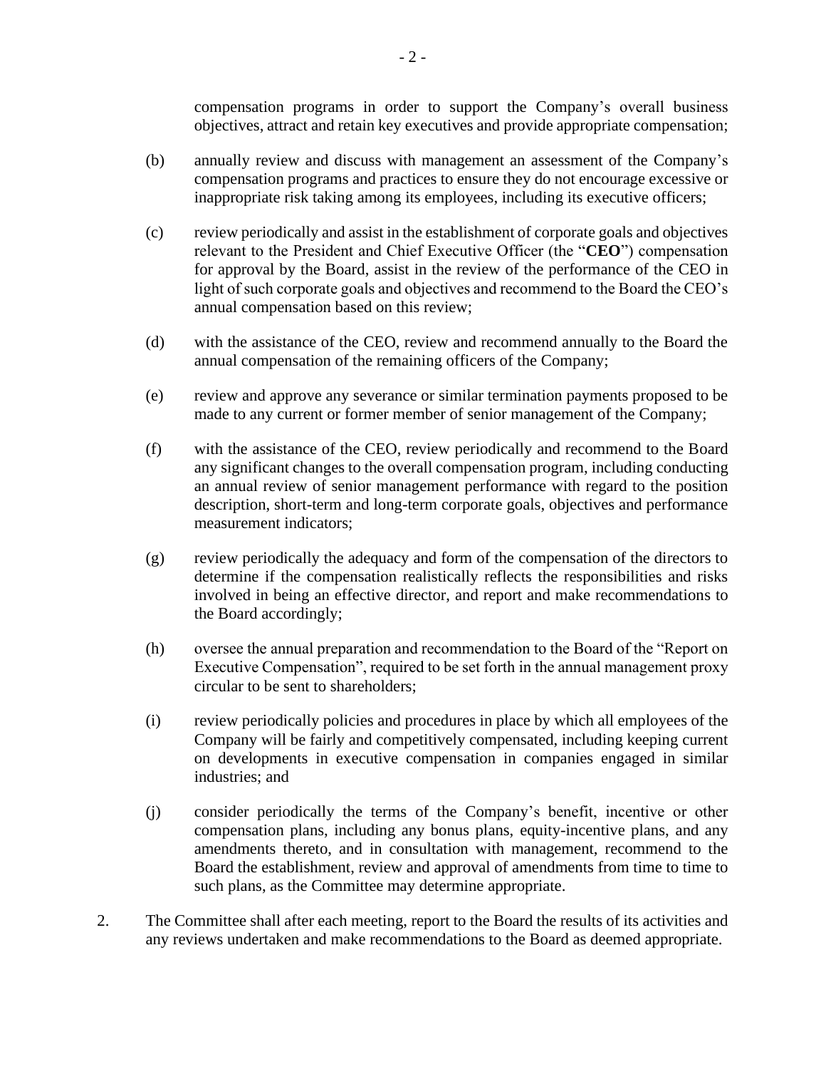compensation programs in order to support the Company's overall business objectives, attract and retain key executives and provide appropriate compensation;

(b) annually review and discuss with management an assessment of the Company's compensation programs and practices to ensure they do not encourage excessive or inappropriate risk taking among its employees, including its executive officers;

(c) review periodically and assist in the establishment of corporate goals and objectives relevant to the President and Chief Executive Officer (the "**CEO**") compensation for approval by the Board, assist in the review of the performance of the CEO in light of such corporate goals and objectives and recommend to the Board the CEO's annual compensation based on this review;

(d) with the assistance of the CEO, review and recommend annually to the Board the annual compensation of the remaining officers of the Company;

(e) review and approve any severance or similar termination payments proposed to be made to any current or former member of senior management of the Company;

(f) with the assistance of the CEO, review periodically and recommend to the Board any significant changes to the overall compensation program, including conducting an annual review of senior management performance with regard to the position description, short-term and long-term corporate goals, objectives and performance measurement indicators;

(g) review periodically the adequacy and form of the compensation of the directors to determine if the compensation realistically reflects the responsibilities and risks involved in being an effective director, and report and make recommendations to the Board accordingly;

(h) oversee the annual preparation and recommendation to the Board of the "Report on Executive Compensation", required to be set forth in the annual management proxy circular to be sent to shareholders;

(i) review periodically policies and procedures in place by which all employees of the Company will be fairly and competitively compensated, including keeping current on developments in executive compensation in companies engaged in similar industries; and

(j) consider periodically the terms of the Company's benefit, incentive or other compensation plans, including any bonus plans, equity-incentive plans, and any amendments thereto, and in consultation with management, recommend to the Board the establishment, review and approval of amendments from time to time to such plans, as the Committee may determine appropriate.

2. The Committee shall after each meeting, report to the Board the results of its activities and any reviews undertaken and make recommendations to the Board as deemed appropriate.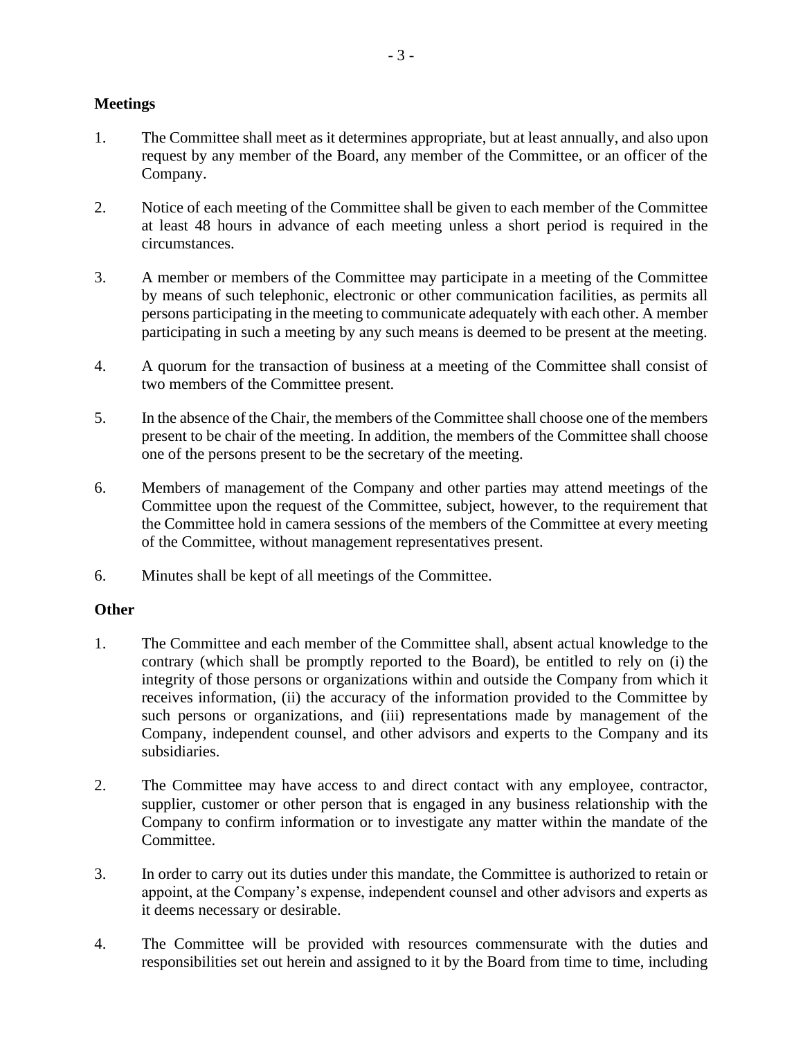## Meetings

1. The Committee shall meet as it determines appropriate, but at least annually, and also upon request by any member of the Board, any member of the Committee, or an officer of the Company.

2. Notice of each meeting of the Committee shall be given to each member of the Committee at least 48 hours in advance of each meeting unless a short period is required in the circumstances.

3. A member or members of the Committee may participate in a meeting of the Committee by means of such telephonic, electronic or other communication facilities, as permits all persons participating in the meeting to communicate adequately with each other. A member participating in such a meeting by any such means is deemed to be present at the meeting.

4. A quorum for the transaction of business at a meeting of the Committee shall consist of two members of the Committee present.

5. In the absence of the Chair, the members of the Committee shall choose one of the members present to be chair of the meeting. In addition, the members of the Committee shall choose one of the persons present to be the secretary of the meeting.

6. Members of management of the Company and other parties may attend meetings of the Committee upon the request of the Committee, subject, however, to the requirement that the Committee hold in camera sessions of the members of the Committee at every meeting of the Committee, without management representatives present.

6. Minutes shall be kept of all meetings of the Committee.

## Other

1. The Committee and each member of the Committee shall, absent actual knowledge to the contrary (which shall be promptly reported to the Board), be entitled to rely on (i) the integrity of those persons or organizations within and outside the Company from which it receives information, (ii) the accuracy of the information provided to the Committee by such persons or organizations, and (iii) representations made by management of the Company, independent counsel, and other advisors and experts to the Company and its subsidiaries.

2. The Committee may have access to and direct contact with any employee, contractor, supplier, customer or other person that is engaged in any business relationship with the Company to confirm information or to investigate any matter within the mandate of the Committee.

3. In order to carry out its duties under this mandate, the Committee is authorized to retain or appoint, at the Company's expense, independent counsel and other advisors and experts as it deems necessary or desirable.

4. The Committee will be provided with resources commensurate with the duties and responsibilities set out herein and assigned to it by the Board from time to time, including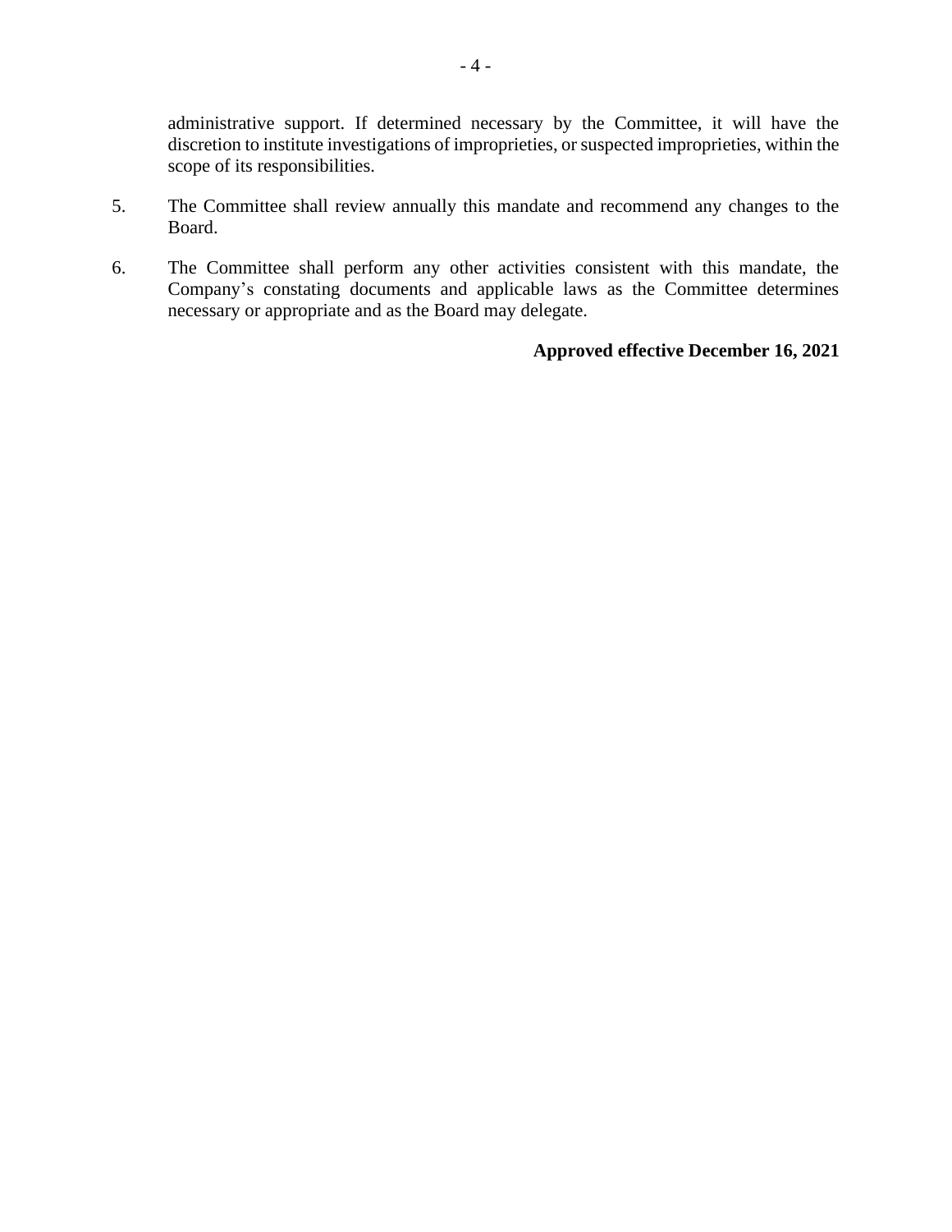administrative support. If determined necessary by the Committee, it will have the discretion to institute investigations of improprieties, or suspected improprieties, within the scope of its responsibilities.

5. The Committee shall review annually this mandate and recommend any changes to the Board.

6. The Committee shall perform any other activities consistent with this mandate, the Company's constating documents and applicable laws as the Committee determines necessary or appropriate and as the Board may delegate.

**Approved effective December 16, 2021**